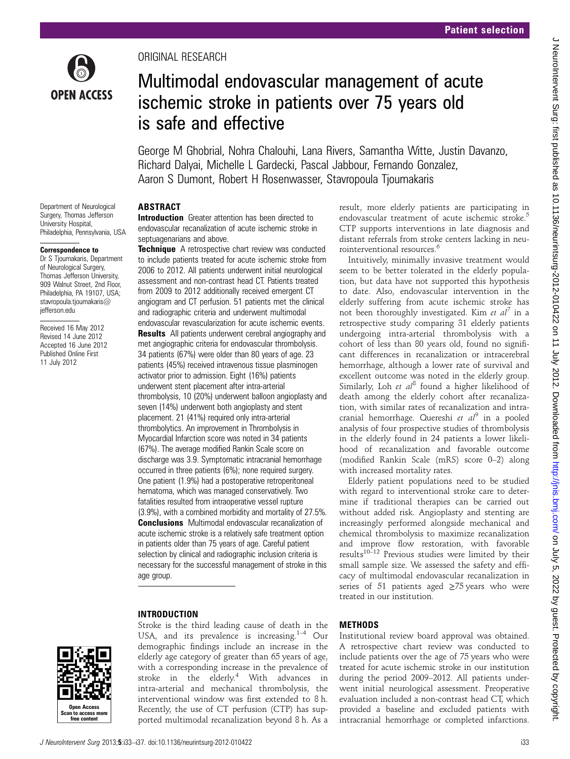ORIGINAL RESEARCH

# Multimodal endovascular management of acute ischemic stroke in patients over 75 years old is safe and effective

George M Ghobrial, Nohra Chalouhi, Lana Rivers, Samantha Witte, Justin Davanzo, Richard Dalyai, Michelle L Gardecki, Pascal Jabbour, Fernando Gonzalez, Aaron S Dumont, Robert H Rosenwasser, Stavropoula Tjoumakaris

Department of Neurological Surgery, Thomas Jefferson University Hospital, Philadelphia, Pennsylvania, USA

**Correspondence to**
Dr S Tjoumakaris, Department of Neurological Surgery, Thomas Jefferson University, 909 Walnut Street, 2nd Floor, Philadelphia, PA 19107, USA; stavropoula.tjoumakaris@jefferson.edu

Received 16 May 2012
Revised 14 June 2012
Accepted 16 June 2012
Published Online First
11 July 2012

## ABSTRACT

**Introduction** Greater attention has been directed to endovascular recanalization of acute ischemic stroke in septuagenarians and above.

**Technique** A retrospective chart review was conducted to include patients treated for acute ischemic stroke from 2006 to 2012. All patients underwent initial neurological assessment and non-contrast head CT. Patients treated from 2009 to 2012 additionally received emergent CT angiogram and CT perfusion. 51 patients met the clinical and radiographic criteria and underwent multimodal endovascular revascularization for acute ischemic events.

**Results** All patients underwent cerebral angiography and met angiographic criteria for endovascular thrombolysis. 34 patients (67%) were older than 80 years of age. 23 patients (45%) received intravenous tissue plasminogen activator prior to admission. Eight (16%) patients underwent stent placement after intra-arterial thrombolysis, 10 (20%) underwent balloon angioplasty and seven (14%) underwent both angioplasty and stent placement. 21 (41%) required only intra-arterial thrombolytics. An improvement in Thrombolysis in Myocardial Infarction score was noted in 34 patients (67%). The average modified Rankin Scale score on discharge was 3.9. Symptomatic intracranial hemorrhage occurred in three patients (6%); none required surgery. One patient (1.9%) had a postoperative retroperitoneal hematoma, which was managed conservatively. Two fatalities resulted from intraoperative vessel rupture (3.9%), with a combined morbidity and mortality of 27.5%.

**Conclusions** Multimodal endovascular recanalization of acute ischemic stroke is a relatively safe treatment option in patients older than 75 years of age. Careful patient selection by clinical and radiographic inclusion criteria is necessary for the successful management of stroke in this age group.

## INTRODUCTION

Stroke is the third leading cause of death in the USA, and its prevalence is increasing.[1–4] Our demographic findings include an increase in the elderly age category of greater than 65 years of age, with a corresponding increase in the prevalence of stroke in the elderly.[4] With advances in intra-arterial and mechanical thrombolysis, the interventional window was first extended to 8 h. Recently, the use of CT perfusion (CTP) has supported multimodal recanalization beyond 8 h. As a result, more elderly patients are participating in endovascular treatment of acute ischemic stroke.[5] CTP supports interventions in late diagnosis and distant referrals from stroke centers lacking in neurointerventional resources.[6]

Intuitively, minimally invasive treatment would seem to be better tolerated in the elderly population, but data have not supported this hypothesis to date. Also, endovascular intervention in the elderly suffering from acute ischemic stroke has not been thoroughly investigated. Kim *et al*[7] in a retrospective study comparing 31 elderly patients undergoing intra-arterial thrombolysis with a cohort of less than 80 years old, found no significant differences in recanalization or intracerebral hemorrhage, although a lower rate of survival and excellent outcome was noted in the elderly group. Similarly, Loh *et al*[8] found a higher likelihood of death among the elderly cohort after recanalization, with similar rates of recanalization and intracranial hemorrhage. Quereshi *et al*[9] in a pooled analysis of four prospective studies of thrombolysis in the elderly found in 24 patients a lower likelihood of recanalization and favorable outcome (modified Rankin Scale (mRS) score 0–2) along with increased mortality rates.

Elderly patient populations need to be studied with regard to interventional stroke care to determine if traditional therapies can be carried out without added risk. Angioplasty and stenting are increasingly performed alongside mechanical and chemical thrombolysis to maximize recanalization and improve flow restoration, with favorable results[10–12] Previous studies were limited by their small sample size. We assessed the safety and efficacy of multimodal endovascular recanalization in series of 51 patients aged ≥75 years who were treated in our institution.

## METHODS

Institutional review board approval was obtained. A retrospective chart review was conducted to include patients over the age of 75 years who were treated for acute ischemic stroke in our institution during the period 2009–2012. All patients underwent initial neurological assessment. Preoperative evaluation included a non-contrast head CT, which provided a baseline and excluded patients with intracranial hemorrhage or completed infarctions.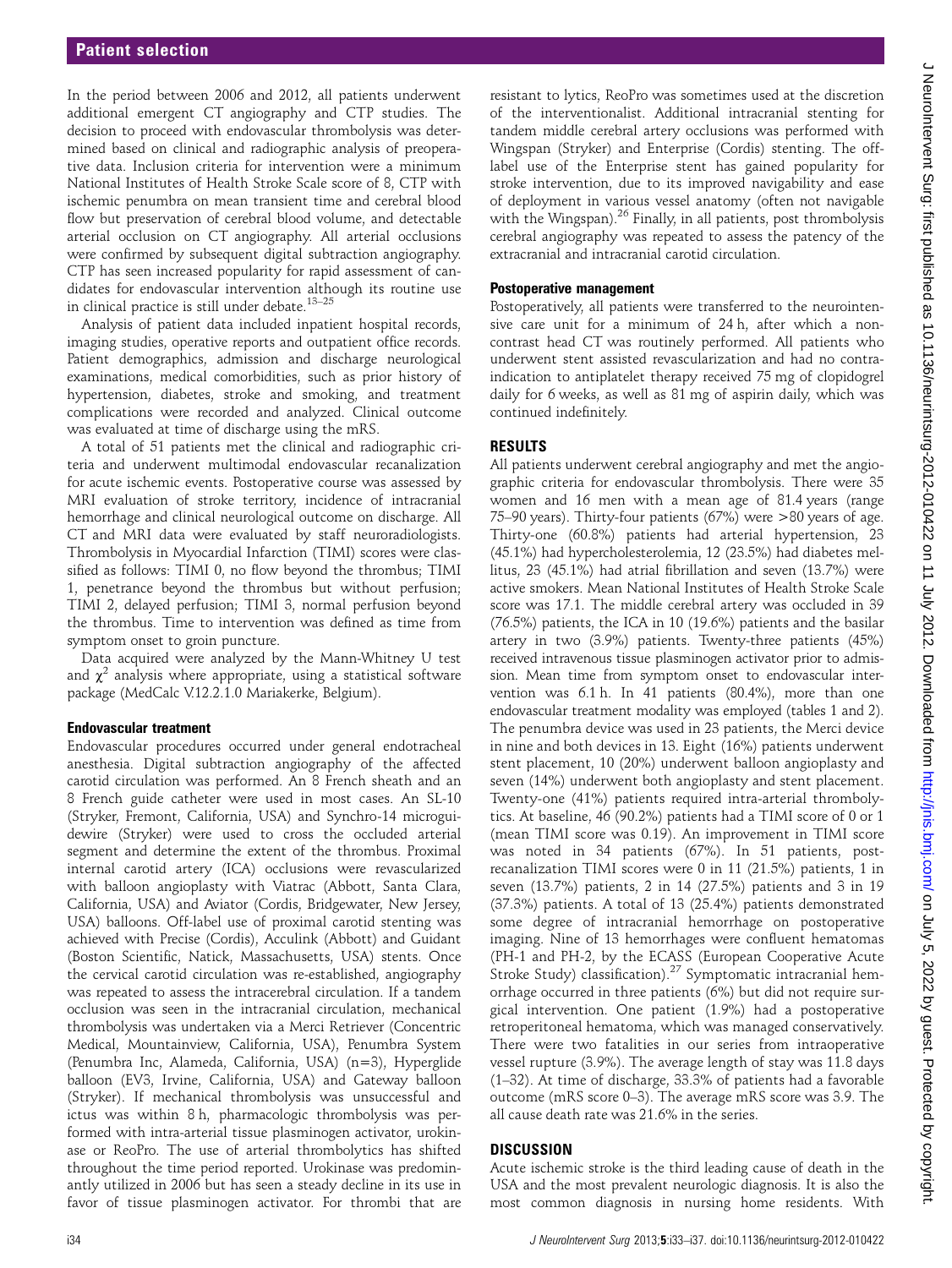In the period between 2006 and 2012, all patients underwent additional emergent CT angiography and CTP studies. The decision to proceed with endovascular thrombolysis was determined based on clinical and radiographic analysis of preoperative data. Inclusion criteria for intervention were a minimum National Institutes of Health Stroke Scale score of 8, CTP with ischemic penumbra on mean transient time and cerebral blood flow but preservation of cerebral blood volume, and detectable arterial occlusion on CT angiography. All arterial occlusions were confirmed by subsequent digital subtraction angiography. CTP has seen increased popularity for rapid assessment of candidates for endovascular intervention although its routine use in clinical practice is still under debate.[13–25]

Analysis of patient data included inpatient hospital records, imaging studies, operative reports and outpatient office records. Patient demographics, admission and discharge neurological examinations, medical comorbidities, such as prior history of hypertension, diabetes, stroke and smoking, and treatment complications were recorded and analyzed. Clinical outcome was evaluated at time of discharge using the mRS.

A total of 51 patients met the clinical and radiographic criteria and underwent multimodal endovascular recanalization for acute ischemic events. Postoperative course was assessed by MRI evaluation of stroke territory, incidence of intracranial hemorrhage and clinical neurological outcome on discharge. All CT and MRI data were evaluated by staff neuroradiologists. Thrombolysis in Myocardial Infarction (TIMI) scores were classified as follows: TIMI 0, no flow beyond the thrombus; TIMI 1, penetrance beyond the thrombus but without perfusion; TIMI 2, delayed perfusion; TIMI 3, normal perfusion beyond the thrombus. Time to intervention was defined as time from symptom onset to groin puncture.

Data acquired were analyzed by the Mann-Whitney U test and $\chi^2$ analysis where appropriate, using a statistical software package (MedCalc V.12.2.1.0 Mariakerke, Belgium).

### Endovascular treatment

Endovascular procedures occurred under general endotracheal anesthesia. Digital subtraction angiography of the affected carotid circulation was performed. An 8 French sheath and an 8 French guide catheter were used in most cases. An SL-10 (Stryker, Fremont, California, USA) and Synchro-14 microguidewire (Stryker) were used to cross the occluded arterial segment and determine the extent of the thrombus. Proximal internal carotid artery (ICA) occlusions were revascularized with balloon angioplasty with Viatrac (Abbott, Santa Clara, California, USA) and Aviator (Cordis, Bridgewater, New Jersey, USA) balloons. Off-label use of proximal carotid stenting was achieved with Precise (Cordis), Acculink (Abbott) and Guidant (Boston Scientific, Natick, Massachusetts, USA) stents. Once the cervical carotid circulation was re-established, angiography was repeated to assess the intracerebral circulation. If a tandem occlusion was seen in the intracranial circulation, mechanical thrombolysis was undertaken via a Merci Retriever (Concentric Medical, Mountainview, California, USA), Penumbra System (Penumbra Inc, Alameda, California, USA) (n=3), Hyperglide balloon (EV3, Irvine, California, USA) and Gateway balloon (Stryker). If mechanical thrombolysis was unsuccessful and ictus was within 8 h, pharmacologic thrombolysis was performed with intra-arterial tissue plasminogen activator, urokinase or ReoPro. The use of arterial thrombolytics has shifted throughout the time period reported. Urokinase was predominantly utilized in 2006 but has seen a steady decline in its use in favor of tissue plasminogen activator. For thrombi that are resistant to lytics, ReoPro was sometimes used at the discretion of the interventionalist. Additional intracranial stenting for tandem middle cerebral artery occlusions was performed with Wingspan (Stryker) and Enterprise (Cordis) stenting. The off-label use of the Enterprise stent has gained popularity for stroke intervention, due to its improved navigability and ease of deployment in various vessel anatomy (often not navigable with the Wingspan).[26] Finally, in all patients, post thrombolysis cerebral angiography was repeated to assess the patency of the extracranial and intracranial carotid circulation.

### Postoperative management

Postoperatively, all patients were transferred to the neurointensive care unit for a minimum of 24 h, after which a non-contrast head CT was routinely performed. All patients who underwent stent assisted revascularization and had no contraindication to antiplatelet therapy received 75 mg of clopidogrel daily for 6 weeks, as well as 81 mg of aspirin daily, which was continued indefinitely.

## RESULTS

All patients underwent cerebral angiography and met the angiographic criteria for endovascular thrombolysis. There were 35 women and 16 men with a mean age of 81.4 years (range 75–90 years). Thirty-four patients (67%) were >80 years of age. Thirty-one (60.8%) patients had arterial hypertension, 23 (45.1%) had hypercholesterolemia, 12 (23.5%) had diabetes mellitus, 23 (45.1%) had atrial fibrillation and seven (13.7%) were active smokers. Mean National Institutes of Health Stroke Scale score was 17.1. The middle cerebral artery was occluded in 39 (76.5%) patients, the ICA in 10 (19.6%) patients and the basilar artery in two (3.9%) patients. Twenty-three patients (45%) received intravenous tissue plasminogen activator prior to admission. Mean time from symptom onset to endovascular intervention was 6.1 h. In 41 patients (80.4%), more than one endovascular treatment modality was employed (tables 1 and 2). The penumbra device was used in 23 patients, the Merci device in nine and both devices in 13. Eight (16%) patients underwent stent placement, 10 (20%) underwent balloon angioplasty and seven (14%) underwent both angioplasty and stent placement. Twenty-one (41%) patients required intra-arterial thrombolytics. At baseline, 46 (90.2%) patients had a TIMI score of 0 or 1 (mean TIMI score was 0.19). An improvement in TIMI score was noted in 34 patients (67%). In 51 patients, post-recanalization TIMI scores were 0 in 11 (21.5%) patients, 1 in seven (13.7%) patients, 2 in 14 (27.5%) patients and 3 in 19 (37.3%) patients. A total of 13 (25.4%) patients demonstrated some degree of intracranial hemorrhage on postoperative imaging. Nine of 13 hemorrhages were confluent hematomas (PH-1 and PH-2, by the ECASS (European Cooperative Acute Stroke Study) classification).[27] Symptomatic intracranial hemorrhage occurred in three patients (6%) but did not require surgical intervention. One patient (1.9%) had a postoperative retroperitoneal hematoma, which was managed conservatively. There were two fatalities in our series from intraoperative vessel rupture (3.9%). The average length of stay was 11.8 days (1–32). At time of discharge, 33.3% of patients had a favorable outcome (mRS score 0–3). The average mRS score was 3.9. The all cause death rate was 21.6% in the series.

## DISCUSSION

Acute ischemic stroke is the third leading cause of death in the USA and the most prevalent neurologic diagnosis. It is also the most common diagnosis in nursing home residents. With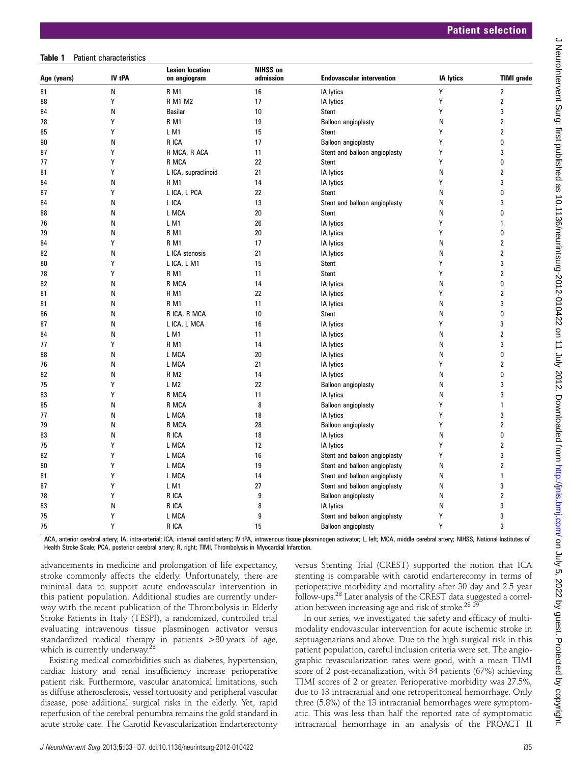**Table 1** Patient characteristics

| Age (years) | IV tPA | Lesion location on angiogram | NIHSS on admission | Endovascular intervention | IA lytics | TIMI grade |
|---|---|---|---|---|---|---|
| 81 | N | R M1 | 16 | IA lytics | Y | 2 |
| 88 | Y | R M1 M2 | 17 | IA lytics | Y | 2 |
| 84 | N | Basilar | 10 | Stent | Y | 3 |
| 78 | Y | R M1 | 19 | Balloon angioplasty | N | 2 |
| 85 | Y | L M1 | 15 | Stent | Y | 2 |
| 90 | N | R ICA | 17 | Balloon angioplasty | Y | 0 |
| 87 | Y | R MCA, R ACA | 11 | Stent and balloon angioplasty | Y | 3 |
| 77 | Y | R MCA | 22 | Stent | Y | 0 |
| 81 | Y | L ICA, supraclinoid | 21 | IA lytics | N | 2 |
| 84 | N | R M1 | 14 | IA lytics | Y | 3 |
| 87 | Y | L ICA, L PCA | 22 | Stent | N | 0 |
| 84 | N | L ICA | 13 | Stent and balloon angioplasty | N | 3 |
| 88 | N | L MCA | 20 | Stent | N | 0 |
| 76 | N | L M1 | 26 | IA lytics | Y | 1 |
| 79 | N | R M1 | 20 | IA lytics | Y | 0 |
| 84 | Y | R M1 | 17 | IA lytics | N | 2 |
| 82 | N | L ICA stenosis | 21 | IA lytics | N | 2 |
| 80 | Y | L ICA, L M1 | 15 | Stent | Y | 3 |
| 78 | Y | R M1 | 11 | Stent | Y | 2 |
| 82 | N | R MCA | 14 | IA lytics | N | 0 |
| 81 | N | R M1 | 22 | IA lytics | Y | 2 |
| 81 | N | R M1 | 11 | IA lytics | N | 3 |
| 86 | N | R ICA, R MCA | 10 | Stent | N | 0 |
| 87 | N | L ICA, L MCA | 16 | IA lytics | Y | 3 |
| 84 | N | L M1 | 11 | IA lytics | N | 2 |
| 77 | Y | R M1 | 14 | IA lytics | N | 3 |
| 88 | N | L MCA | 20 | IA lytics | N | 0 |
| 76 | N | L MCA | 21 | IA lytics | Y | 2 |
| 82 | N | R M2 | 14 | IA lytics | N | 0 |
| 75 | Y | L M2 | 22 | Balloon angioplasty | N | 3 |
| 83 | Y | R MCA | 11 | IA lytics | N | 3 |
| 85 | N | R MCA | 8 | Balloon angioplasty | Y | 1 |
| 77 | N | L MCA | 18 | IA lytics | Y | 3 |
| 79 | N | R MCA | 28 | Balloon angioplasty | Y | 2 |
| 83 | N | R ICA | 18 | IA lytics | N | 0 |
| 75 | Y | L MCA | 12 | IA lytics | Y | 2 |
| 82 | Y | L MCA | 16 | Stent and balloon angioplasty | Y | 3 |
| 80 | Y | L MCA | 19 | Stent and balloon angioplasty | N | 2 |
| 81 | Y | L MCA | 14 | Stent and balloon angioplasty | N | 1 |
| 87 | Y | L M1 | 27 | Stent and balloon angioplasty | N | 3 |
| 78 | Y | R ICA | 9 | Balloon angioplasty | N | 2 |
| 83 | N | R ICA | 8 | IA lytics | N | 3 |
| 75 | Y | L MCA | 9 | Stent and balloon angioplasty | Y | 3 |
| 75 | Y | R ICA | 15 | Balloon angioplasty | Y | 3 |

ACA, anterior cerebral artery; IA, intra-arterial; ICA, internal carotid artery; IV tPA, intravenous tissue plasminogen activator; L, left; MCA, middle cerebral artery; NIHSS, National Institutes of Health Stroke Scale; PCA, posterior cerebral artery; R, right; TIMI, Thrombolysis in Myocardial Infarction.

advancements in medicine and prolongation of life expectancy, stroke commonly affects the elderly. Unfortunately, there are minimal data to support acute endovascular intervention in this patient population. Additional studies are currently underway with the recent publication of the Thrombolysis in Elderly Stroke Patients in Italy (TESPI), a randomized, controlled trial evaluating intravenous tissue plasminogen activator versus standardized medical therapy in patients >80 years of age, which is currently underway.[28]

Existing medical comorbidities such as diabetes, hypertension, cardiac history and renal insufficiency increase perioperative patient risk. Furthermore, vascular anatomical limitations, such as diffuse atherosclerosis, vessel tortuosity and peripheral vascular disease, pose additional surgical risks in the elderly. Yet, rapid reperfusion of the cerebral penumbra remains the gold standard in acute stroke care. The Carotid Revascularization Endarterectomy versus Stenting Trial (CREST) supported the notion that ICA stenting is comparable with carotid endarterecomy in terms of perioperative morbidity and mortality after 30 day and 2.5 year follow-ups.[28] Later analysis of the CREST data suggested a correlation between increasing age and risk of stroke.[28 29]

In our series, we investigated the safety and efficacy of multimodality endovascular intervention for acute ischemic stroke in septuagenarians and above. Due to the high surgical risk in this patient population, careful inclusion criteria were set. The angiographic revascularization rates were good, with a mean TIMI score of 2 post-recanalization, with 34 patients (67%) achieving TIMI scores of 2 or greater. Perioperative morbidity was 27.5%, due to 13 intracranial and one retroperitoneal hemorrhage. Only three (5.8%) of the 13 intracranial hemorrhages were symptomatic. This was less than half the reported rate of symptomatic intracranial hemorrhage in an analysis of the PROACT II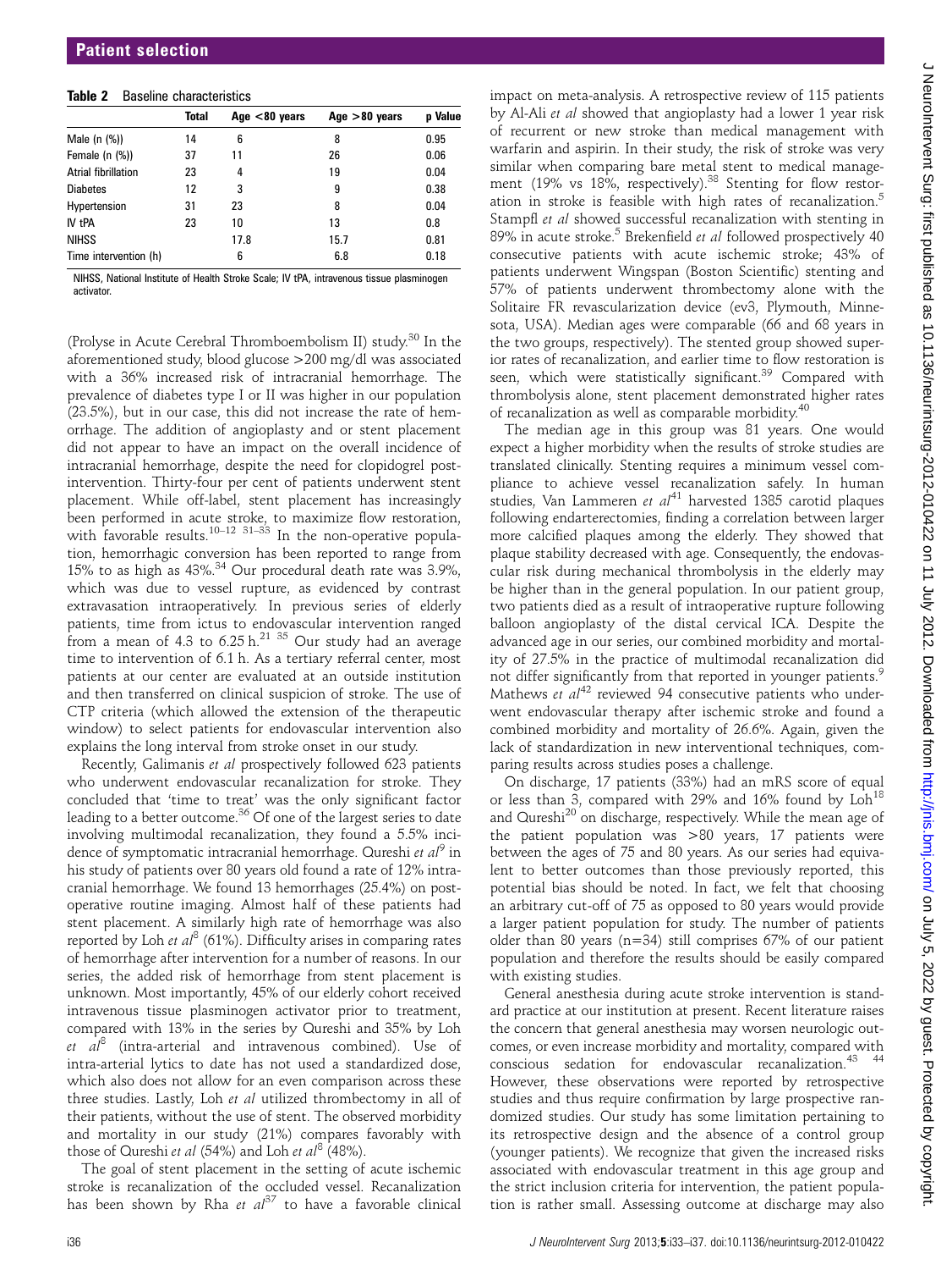**Table 2** Baseline characteristics

| | Total | Age <80 years | Age >80 years | p Value |
|---|---|---|---|---|
| Male (n (%)) | 14 | 6 | 8 | 0.95 |
| Female (n (%)) | 37 | 11 | 26 | 0.06 |
| Atrial fibrillation | 23 | 4 | 19 | 0.04 |
| Diabetes | 12 | 3 | 9 | 0.38 |
| Hypertension | 31 | 23 | 8 | 0.04 |
| IV tPA | 23 | 10 | 13 | 0.8 |
| NIHSS | | 17.8 | 15.7 | 0.81 |
| Time intervention (h) | | 6 | 6.8 | 0.18 |

NIHSS, National Institute of Health Stroke Scale; IV tPA, intravenous tissue plasminogen activator.

(Prolyse in Acute Cerebral Thromboembolism II) study.[30] In the aforementioned study, blood glucose >200 mg/dl was associated with a 36% increased risk of intracranial hemorrhage. The prevalence of diabetes type I or II was higher in our population (23.5%), but in our case, this did not increase the rate of hemorrhage. The addition of angioplasty and or stent placement did not appear to have an impact on the overall incidence of intracranial hemorrhage, despite the need for clopidogrel post-intervention. Thirty-four per cent of patients underwent stent placement. While off-label, stent placement has increasingly been performed in acute stroke, to maximize flow restoration, with favorable results.[10–12 31–33] In the non-operative population, hemorrhagic conversion has been reported to range from 15% to as high as 43%.[34] Our procedural death rate was 3.9%, which was due to vessel rupture, as evidenced by contrast extravasation intraoperatively. In previous series of elderly patients, time from ictus to endovascular intervention ranged from a mean of 4.3 to 6.25 h.[21 35] Our study had an average time to intervention of 6.1 h. As a tertiary referral center, most patients at our center are evaluated at an outside institution and then transferred on clinical suspicion of stroke. The use of CTP criteria (which allowed the extension of the therapeutic window) to select patients for endovascular intervention also explains the long interval from stroke onset in our study.

Recently, Galimanis *et al* prospectively followed 623 patients who underwent endovascular recanalization for stroke. They concluded that 'time to treat' was the only significant factor leading to a better outcome.[36] Of one of the largest series to date involving multimodal recanalization, they found a 5.5% incidence of symptomatic intracranial hemorrhage. Qureshi *et al*[9] in his study of patients over 80 years old found a rate of 12% intracranial hemorrhage. We found 13 hemorrhages (25.4%) on postoperative routine imaging. Almost half of these patients had stent placement. A similarly high rate of hemorrhage was also reported by Loh *et al*[8] (61%). Difficulty arises in comparing rates of hemorrhage after intervention for a number of reasons. In our series, the added risk of hemorrhage from stent placement is unknown. Most importantly, 45% of our elderly cohort received intravenous tissue plasminogen activator prior to treatment, compared with 13% in the series by Qureshi and 35% by Loh *et al*[8] (intra-arterial and intravenous combined). Use of intra-arterial lytics to date has not used a standardized dose, which also does not allow for an even comparison across these three studies. Lastly, Loh *et al* utilized thrombectomy in all of their patients, without the use of stent. The observed morbidity and mortality in our study (21%) compares favorably with those of Qureshi *et al* (54%) and Loh *et al*[8] (48%).

The goal of stent placement in the setting of acute ischemic stroke is recanalization of the occluded vessel. Recanalization has been shown by Rha *et al*[37] to have a favorable clinical impact on meta-analysis. A retrospective review of 115 patients by Al-Ali *et al* showed that angioplasty had a lower 1 year risk of recurrent or new stroke than medical management with warfarin and aspirin. In their study, the risk of stroke was very similar when comparing bare metal stent to medical management (19% vs 18%, respectively).[38] Stenting for flow restoration in stroke is feasible with high rates of recanalization.[5] Stampfl *et al* showed successful recanalization with stenting in 89% in acute stroke.[5] Brekenfield *et al* followed prospectively 40 consecutive patients with acute ischemic stroke; 43% of patients underwent Wingspan (Boston Scientific) stenting and 57% of patients underwent thrombectomy alone with the Solitaire FR revascularization device (ev3, Plymouth, Minnesota, USA). Median ages were comparable (66 and 68 years in the two groups, respectively). The stented group showed superior rates of recanalization, and earlier time to flow restoration is seen, which were statistically significant.[39] Compared with thrombolysis alone, stent placement demonstrated higher rates of recanalization as well as comparable morbidity.[40]

The median age in this group was 81 years. One would expect a higher morbidity when the results of stroke studies are translated clinically. Stenting requires a minimum vessel compliance to achieve vessel recanalization safely. In human studies, Van Lammeren *et al*[41] harvested 1385 carotid plaques following endarterectomies, finding a correlation between larger more calcified plaques among the elderly. They showed that plaque stability decreased with age. Consequently, the endovascular risk during mechanical thrombolysis in the elderly may be higher than in the general population. In our patient group, two patients died as a result of intraoperative rupture following balloon angioplasty of the distal cervical ICA. Despite the advanced age in our series, our combined morbidity and mortality of 27.5% in the practice of multimodal recanalization did not differ significantly from that reported in younger patients.[9] Mathews *et al*[42] reviewed 94 consecutive patients who underwent endovascular therapy after ischemic stroke and found a combined morbidity and mortality of 26.6%. Again, given the lack of standardization in new interventional techniques, comparing results across studies poses a challenge.

On discharge, 17 patients (33%) had an mRS score of equal or less than 3, compared with 29% and 16% found by Loh[18] and Qureshi[20] on discharge, respectively. While the mean age of the patient population was >80 years, 17 patients were between the ages of 75 and 80 years. As our series had equivalent to better outcomes than those previously reported, this potential bias should be noted. In fact, we felt that choosing an arbitrary cut-off of 75 as opposed to 80 years would provide a larger patient population for study. The number of patients older than 80 years (n=34) still comprises 67% of our patient population and therefore the results should be easily compared with existing studies.

General anesthesia during acute stroke intervention is standard practice at our institution at present. Recent literature raises the concern that general anesthesia may worsen neurologic outcomes, or even increase morbidity and mortality, compared with conscious sedation for endovascular recanalization.[43 44] However, these observations were reported by retrospective studies and thus require confirmation by large prospective randomized studies. Our study has some limitation pertaining to its retrospective design and the absence of a control group (younger patients). We recognize that given the increased risks associated with endovascular treatment in this age group and the strict inclusion criteria for intervention, the patient population is rather small. Assessing outcome at discharge may also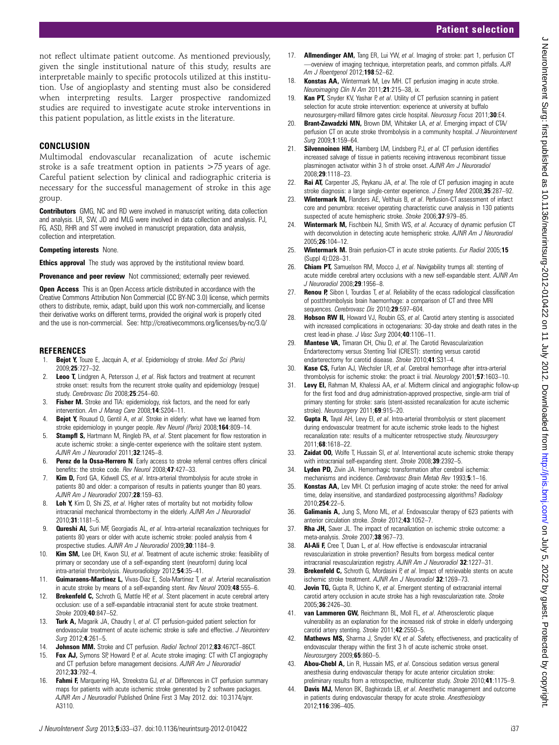not reflect ultimate patient outcome. As mentioned previously, given the single institutional nature of this study, results are interpretable mainly to specific protocols utilized at this institution. Use of angioplasty and stenting must also be considered when interpreting results. Larger prospective randomized studies are required to investigate acute stroke interventions in this patient population, as little exists in the literature.

## CONCLUSION

Multimodal endovascular recanalization of acute ischemic stroke is a safe treatment option in patients >75 years of age. Careful patient selection by clinical and radiographic criteria is necessary for the successful management of stroke in this age group.

**Contributors** GMG, NC and RD were involved in manuscript writing, data collection and analysis. LR, SW, JD and MLG were involved in data collection and analysis. PJ, FG, ASD, RHR and ST were involved in manuscript preparation, data analysis, collection and interpretation.

**Competing interests** None.

**Ethics approval** The study was approved by the institutional review board.

**Provenance and peer review** Not commissioned; externally peer reviewed.

**Open Access** This is an Open Access article distributed in accordance with the Creative Commons Attribution Non Commercial (CC BY-NC 3.0) license, which permits others to distribute, remix, adapt, build upon this work non-commercially, and license their derivative works on different terms, provided the original work is properly cited and the use is non-commercial. See: http://creativecommons.org/licenses/by-nc/3.0/

## REFERENCES

1. **Bejot Y,** Touze E, Jacquin A, *et al*. Epidemiology of stroke. *Med Sci (Paris)* 2009;**25**:727–32.
2. **Leoo T,** Lindgren A, Petersson J, *et al*. Risk factors and treatment at recurrent stroke onset: results from the recurrent stroke quality and epidemiology (resque) study. *Cerebrovasc Dis* 2008;**25**:254–60.
3. **Fisher M.** Stroke and TIA: epidemiology, risk factors, and the need for early intervention. *Am J Manag Care* 2008;**14**:S204–11.
4. **Bejot Y,** Rouaud O, Gentil A, *et al*. Stroke in elderly: what have we learned from stroke epidemiology in younger people. *Rev Neurol (Paris)* 2008;**164**:809–14.
5. **Stampfl S,** Hartmann M, Ringleb PA, *et al*. Stent placement for flow restoration in acute ischemic stroke: a single-center experience with the solitaire stent system. *AJNR Am J Neuroradiol* 2011;**32**:1245–8.
6. **Perez de la Ossa-Herrero N**. Early access to stroke referral centres offers clinical benefits: the stroke code. *Rev Neurol* 2008;**47**:427–33.
7. **Kim D,** Ford GA, Kidwell CS, *et al*. Intra-arterial thrombolysis for acute stroke in patients 80 and older: a comparison of results in patients younger than 80 years. *AJNR Am J Neuroradiol* 2007;**28**:159–63.
8. **Loh Y,** Kim D, Shi ZS, *et al*. Higher rates of mortality but not morbidity follow intracranial mechanical thrombectomy in the elderly. *AJNR Am J Neuroradiol* 2010;**31**:1181–5.
9. **Qureshi AI,** Suri MF, Georgiadis AL, *et al*. Intra-arterial recanalization techniques for patients 80 years or older with acute ischemic stroke: pooled analysis from 4 prospective studies. *AJNR Am J Neuroradiol* 2009;**30**:1184–9.
10. **Kim SM,** Lee DH, Kwon SU, *et al*. Treatment of acute ischemic stroke: feasibility of primary or secondary use of a self-expanding stent (neuroform) during local intra-arterial thrombolysis. *Neuroradiology* 2012;**54**:35–41.
11. **Guimaraens-Martinez L,** Vivas-Diaz E, Sola-Martinez T, *et al*. Arterial recanalisation in acute stroke by means of a self-expanding stent. *Rev Neurol* 2009;**48**:555–6.
12. **Brekenfeld C,** Schroth G, Mattle HP, *et al*. Stent placement in acute cerebral artery occlusion: use of a self-expandable intracranial stent for acute stroke treatment. *Stroke* 2009;**40**:847–52.
13. **Turk A,** Magarik JA, Chaudry I, *et al*. CT perfusion-guided patient selection for endovascular treatment of acute ischemic stroke is safe and effective. *J Neurointerv Surg* 2012;**4**:261–5.
14. **Johnson MM.** Stroke and CT perfusion. *Radiol Technol* 2012;**83**:467CT–86CT.
15. **Fox AJ,** Symons SP, Howard P, *et al*. Acute stroke imaging: CT with CT angiography and CT perfusion before management decisions. *AJNR Am J Neuroradiol* 2012;**33**:792–4.
16. **Fahmi F,** Marquering HA, Streekstra GJ, *et al*. Differences in CT perfusion summary maps for patients with acute ischemic stroke generated by 2 software packages. *AJNR Am J Neuroradiol* Published Online First 3 May 2012. doi: 10.3174/ajnr.A3110.
17. **Allmendinger AM,** Tang ER, Lui YW, *et al*. Imaging of stroke: part 1, perfusion CT —overview of imaging technique, interpretation pearls, and common pitfalls. *AJR Am J Roentgenol* 2012;**198**:52–62.
18. **Konstas AA,** Wintermark M, Lev MH. CT perfusion imaging in acute stroke. *Neuroimaging Clin N Am* 2011;**21**:215–38, ix.
19. **Kan PT,** Snyder KV, Yashar P, *et al*. Utility of CT perfusion scanning in patient selection for acute stroke intervention: experience at university at buffalo neurosurgery-millard fillmore gates circle hospital. *Neurosurg Focus* 2011;**30**:E4.
20. **Brant-Zawadzki MN,** Brown DM, Whitaker LA, *et al*. Emerging impact of CTA/perfusion CT on acute stroke thrombolysis in a community hospital. *J Neurointervent Surg* 2009;**1**:159–64.
21. **Silvennoinen HM,** Hamberg LM, Lindsberg PJ, *et al*. CT perfusion identifies increased salvage of tissue in patients receiving intravenous recombinant tissue plasminogen activator within 3 h of stroke onset. *AJNR Am J Neuroradiol* 2008;**29**:1118–23.
22. **Rai AT,** Carpenter JS, Peykanu JA, *et al*. The role of CT perfusion imaging in acute stroke diagnosis: a large single-center experience. *J Emerg Med* 2008;**35**:287–92.
23. **Wintermark M,** Flanders AE, Velthuis B, *et al*. Perfusion-CT assessment of infarct core and penumbra: receiver operating characteristic curve analysis in 130 patients suspected of acute hemispheric stroke. *Stroke* 2006;**37**:979–85.
24. **Wintermark M,** Fischbein NJ, Smith WS, *et al*. Accuracy of dynamic perfusion CT with deconvolution in detecting acute hemispheric stroke. *AJNR Am J Neuroradiol* 2005;**26**:104–12.
25. **Wintermark M.** Brain perfusion-CT in acute stroke patients. *Eur Radiol* 2005;**15** (Suppl 4):D28–31.
26. **Chiam PT,** Samuelson RM, Mocco J, *et al*. Navigability trumps all: stenting of acute middle cerebral artery occlusions with a new self-expandable stent. *AJNR Am J Neuroradiol* 2008;**29**:1956–8.
27. **Renou P,** Sibon I, Tourdias T, *et al*. Reliability of the ecass radiological classification of postthrombolysis brain haemorrhage: a comparison of CT and three MRI sequences. *Cerebrovasc Dis* 2010;**29**:597–604.
28. **Hobson RW II,** Howard VJ, Roubin GS, *et al*. Carotid artery stenting is associated with increased complications in octogenarians: 30-day stroke and death rates in the crest lead-in phase. *J Vasc Surg* 2004;**40**:1106–11.
29. **Mantese VA,** Timaran CH, Chiu D, *et al*. The Carotid Revascularization Endarterectomy versus Stenting Trial (CREST): stenting versus carotid endarterectomy for carotid disease. *Stroke* 2010;**41**:S31–4.
30. **Kase CS,** Furlan AJ, Wechsler LR, *et al*. Cerebral hemorrhage after intra-arterial thrombolysis for ischemic stroke: the proact ii trial. *Neurology* 2001;**57**:1603–10.
31. **Levy EI,** Rahman M, Khalessi AA, *et al*. Midterm clinical and angiographic follow-up for the first food and drug administration-approved prospective, single-arm trial of primary stenting for stroke: saris (stent-assisted recanalization for acute ischemic stroke). *Neurosurgery* 2011;**69**:915–20.
32. **Gupta R,** Tayal AH, Levy EI, *et al*. Intra-arterial thrombolysis or stent placement during endovascular treatment for acute ischemic stroke leads to the highest recanalization rate: results of a multicenter retrospective study. *Neurosurgery* 2011;**68**:1618–22.
33. **Zaidat OO,** Wolfe T, Hussain SI, *et al*. Interventional acute ischemic stroke therapy with intracranial self-expanding stent. *Stroke* 2008;**39**:2392–5.
34. **Lyden PD,** Zivin JA. Hemorrhagic transformation after cerebral ischemia: mechanisms and incidence. *Cerebrovasc Brain Metab Rev* 1993;**5**:1–16.
35. **Konstas AA,** Lev MH. Ct perfusion imaging of acute stroke: the need for arrival time, delay insensitive, and standardized postprocessing algorithms? *Radiology* 2010;**254**:22–5.
36. **Galimanis A,** Jung S, Mono ML, *et al*. Endovascular therapy of 623 patients with anterior circulation stroke. *Stroke* 2012;**43**:1052–7.
37. **Rha JH,** Saver JL. The impact of recanalization on ischemic stroke outcome: a meta-analysis. *Stroke* 2007;**38**:967–73.
38. **Al-Ali F,** Cree T, Duan L, *et al*. How effective is endovascular intracranial revascularization in stroke prevention? Results from borgess medical center intracranial revascularization registry. *AJNR Am J Neuroradiol* **32**:1227–31.
39. **Brekenfeld C,** Schroth G, Mordasini P, *et al*. Impact of retrievable stents on acute ischemic stroke treatment. *AJNR Am J Neuroradiol* **32**:1269–73.
40. **Jovin TG,** Gupta R, Uchino K, *et al*. Emergent stenting of extracranial internal carotid artery occlusion in acute stroke has a high revascularization rate. *Stroke* 2005;**36**:2426–30.
41. **van Lammeren GW,** Reichmann BL, Moll FL, *et al*. Atherosclerotic plaque vulnerability as an explanation for the increased risk of stroke in elderly undergoing carotid artery stenting. *Stroke* 2011;**42**:2550–5.
42. **Mathews MS,** Sharma J, Snyder KV, *et al*. Safety, effectiveness, and practicality of endovascular therapy within the first 3 h of acute ischemic stroke onset. *Neurosurgery* 2009;**65**:860–5.
43. **Abou-Chebl A,** Lin R, Hussain MS, *et al*. Conscious sedation versus general anesthesia during endovascular therapy for acute anterior circulation stroke: preliminary results from a retrospective, multicenter study. *Stroke* 2010;**41**:1175–9.
44. **Davis MJ,** Menon BK, Baghirzada LB, *et al*. Anesthetic management and outcome in patients during endovascular therapy for acute stroke. *Anesthesiology* 2012;**116**:396–405.